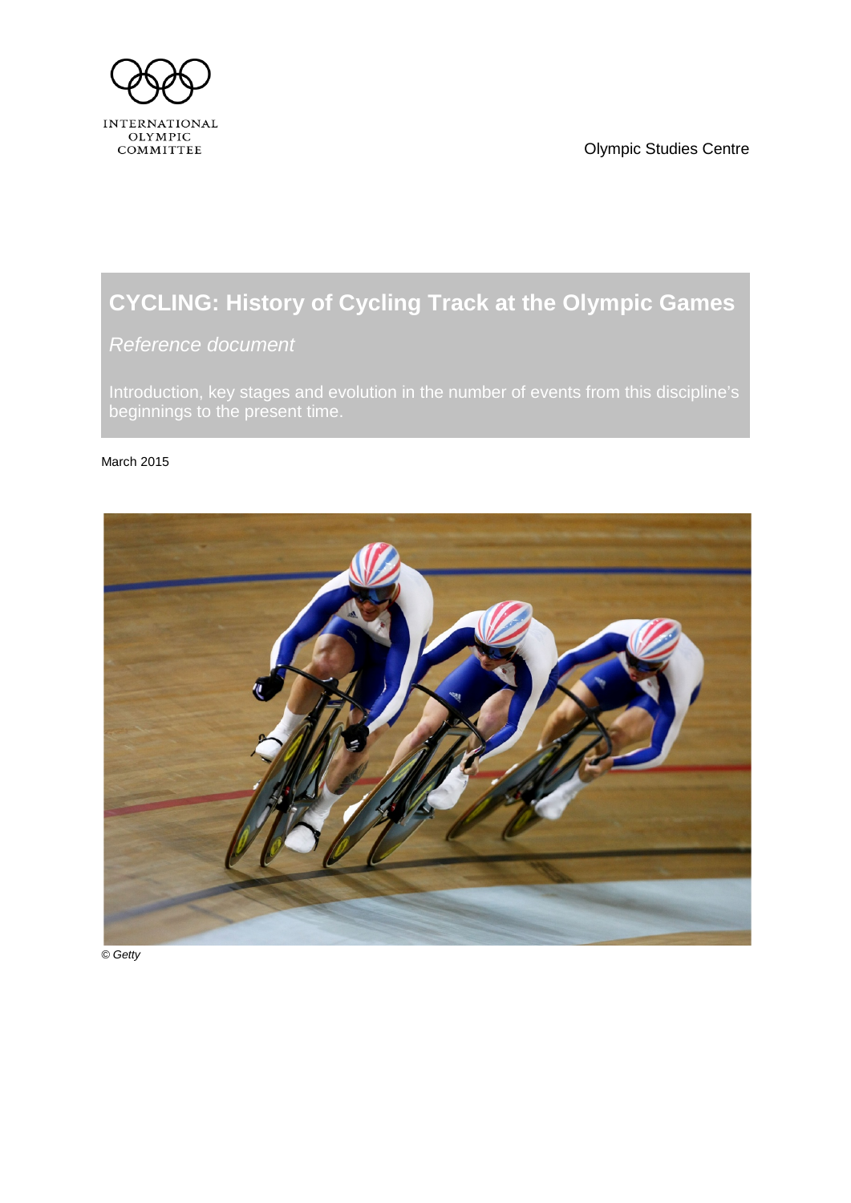INTERNATIONAL OLYMPIC COMMITTEE

Olympic Studies Centre

# CYCLING: History of Cycling Track at the Olympic Games

*Reference document*

Introduction, key stages and evolution in the number of events from this discipline's beginnings to the present time.

March 2015

*© Getty*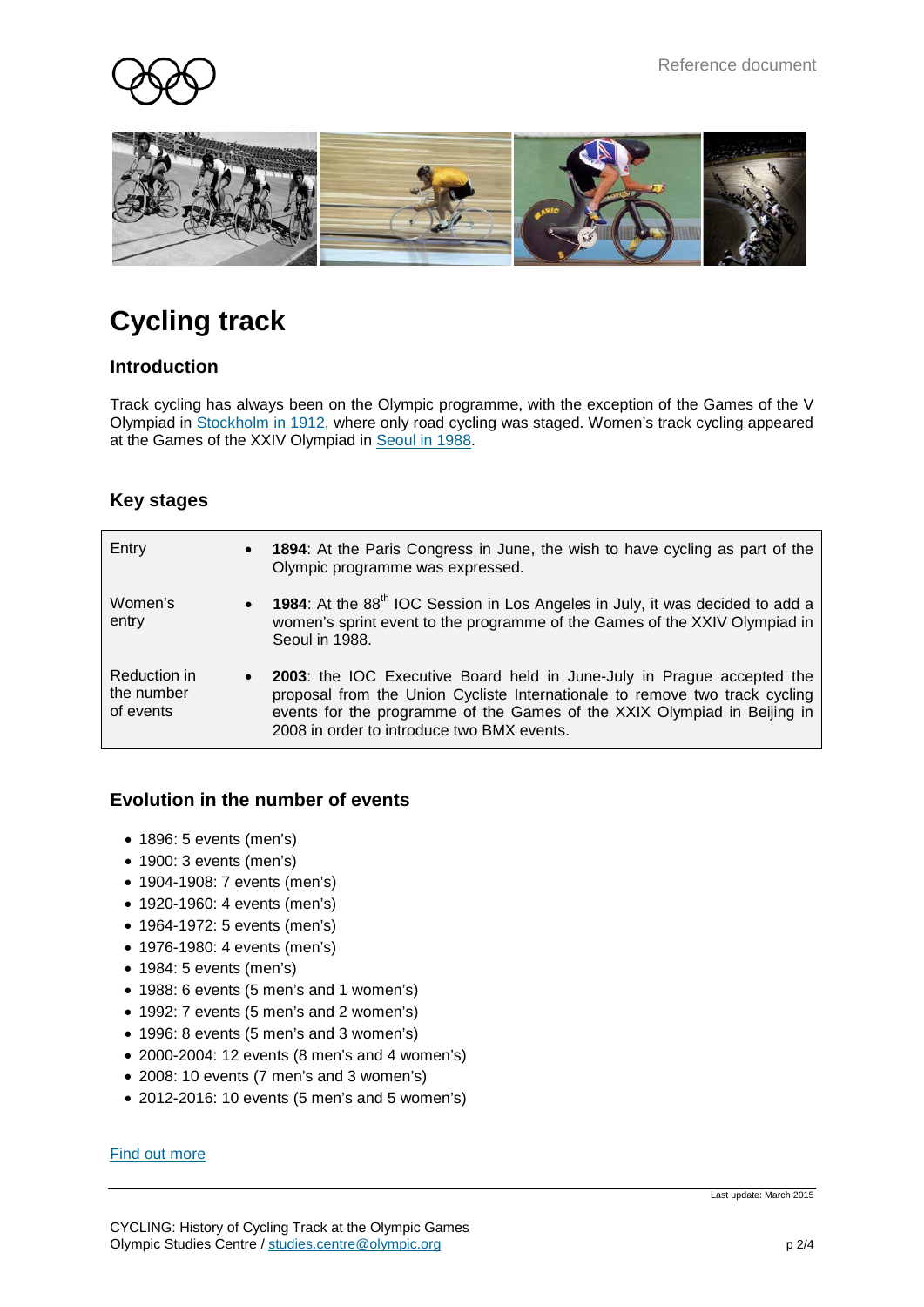# Cycling track

## Introduction

Track cycling has always been on the Olympic programme, with the exception of the Games of the V Olympiad in Stockholm in 1912, where only road cycling was staged. Women's track cycling appeared at the Games of the XXIV Olympiad in Seoul in 1988.

## Key stages

| | |
|---|---|
| Entry | • **1894**: At the Paris Congress in June, the wish to have cycling as part of the Olympic programme was expressed. |
| Women's entry | • **1984**: At the 88th IOC Session in Los Angeles in July, it was decided to add a women's sprint event to the programme of the Games of the XXIV Olympiad in Seoul in 1988. |
| Reduction in the number of events | • **2003**: the IOC Executive Board held in June-July in Prague accepted the proposal from the Union Cycliste Internationale to remove two track cycling events for the programme of the Games of the XXIX Olympiad in Beijing in 2008 in order to introduce two BMX events. |

## Evolution in the number of events

- 1896: 5 events (men's)
- 1900: 3 events (men's)
- 1904-1908: 7 events (men's)
- 1920-1960: 4 events (men's)
- 1964-1972: 5 events (men's)
- 1976-1980: 4 events (men's)
- 1984: 5 events (men's)
- 1988: 6 events (5 men's and 1 women's)
- 1992: 7 events (5 men's and 2 women's)
- 1996: 8 events (5 men's and 3 women's)
- 2000-2004: 12 events (8 men's and 4 women's)
- 2008: 10 events (7 men's and 3 women's)
- 2012-2016: 10 events (5 men's and 5 women's)

Find out more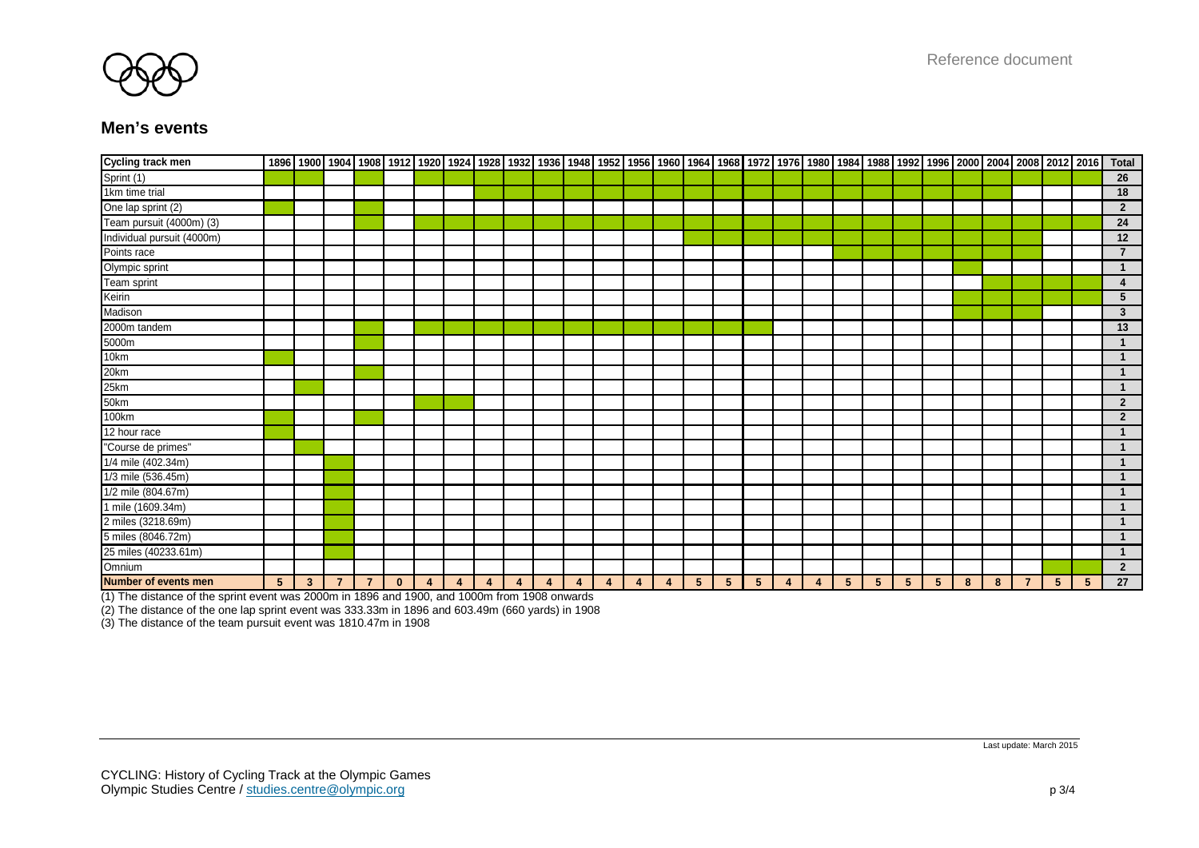## Men's events

| Cycling track men | 1896 | 1900 | 1904 | 1908 | 1912 | 1920 | 1924 | 1928 | 1932 | 1936 | 1948 | 1952 | 1956 | 1960 | 1964 | 1968 | 1972 | 1976 | 1980 | 1984 | 1988 | 1992 | 1996 | 2000 | 2004 | 2008 | 2012 | 2016 | Total |
|---|---|---|---|---|---|---|---|---|---|---|---|---|---|---|---|---|---|---|---|---|---|---|---|---|---|---|---|---|---|
| Sprint (1) | X | X | | X | | X | X | X | X | X | X | X | X | X | X | X | X | X | X | X | X | X | X | X | X | X | X | X | 26 |
| 1km time trial | | | | | | | | X | X | X | X | X | X | X | X | X | X | X | X | X | X | X | X | X | X | | | | 18 |
| One lap sprint (2) | X | | | X | | | | | | | | | | | | | | | | | | | | | | | | | 2 |
| Team pursuit (4000m) (3) | | | | X | | X | X | X | X | X | X | X | X | X | X | X | X | X | X | X | X | X | X | X | X | X | X | X | 24 |
| Individual pursuit (4000m) | | | | | | | | | | | | | | | X | X | X | X | X | X | X | X | X | X | X | X | | | 12 |
| Points race | | | | | | | | | | | | | | | | | | | | X | X | X | X | X | X | X | | | 7 |
| Olympic sprint | | | | | | | | | | | | | | | | | | | | | | | | X | | | | | 1 |
| Team sprint | | | | | | | | | | | | | | | | | | | | | | | | | X | X | X | X | 4 |
| Keirin | | | | | | | | | | | | | | | | | | | | | | | | X | X | X | X | X | 5 |
| Madison | | | | | | | | | | | | | | | | | | | | | | | | X | X | X | | | 3 |
| 2000m tandem | | | | X | | X | X | X | X | X | X | X | X | X | X | X | X | | | | | | | | | | | | 13 |
| 5000m | | | | X | | | | | | | | | | | | | | | | | | | | | | | | | 1 |
| 10km | X | | | | | | | | | | | | | | | | | | | | | | | | | | | | 1 |
| 20km | | | | X | | | | | | | | | | | | | | | | | | | | | | | | | 1 |
| 25km | | X | | | | | | | | | | | | | | | | | | | | | | | | | | | 1 |
| 50km | | | | | | X | X | | | | | | | | | | | | | | | | | | | | | | 2 |
| 100km | X | | | X | | | | | | | | | | | | | | | | | | | | | | | | | 2 |
| 12 hour race | X | | | | | | | | | | | | | | | | | | | | | | | | | | | | 1 |
| "Course de primes" | | X | | | | | | | | | | | | | | | | | | | | | | | | | | | 1 |
| 1/4 mile (402.34m) | | | X | | | | | | | | | | | | | | | | | | | | | | | | | | 1 |
| 1/3 mile (536.45m) | | | X | | | | | | | | | | | | | | | | | | | | | | | | | | 1 |
| 1/2 mile (804.67m) | | | X | | | | | | | | | | | | | | | | | | | | | | | | | | 1 |
| 1 mile (1609.34m) | | | X | | | | | | | | | | | | | | | | | | | | | | | | | | 1 |
| 2 miles (3218.69m) | | | X | | | | | | | | | | | | | | | | | | | | | | | | | | 1 |
| 5 miles (8046.72m) | | | X | | | | | | | | | | | | | | | | | | | | | | | | | | 1 |
| 25 miles (40233.61m) | | | X | | | | | | | | | | | | | | | | | | | | | | | | | | 1 |
| Omnium | | | | | | | | | | | | | | | | | | | | | | | | | | | X | X | 2 |
| **Number of events men** | **5** | **3** | **7** | **7** | **0** | **4** | **4** | **4** | **4** | **4** | **4** | **4** | **4** | **4** | **5** | **5** | **5** | **4** | **4** | **5** | **5** | **5** | **5** | **8** | **8** | **7** | **5** | **5** | **27** |

(1) The distance of the sprint event was 2000m in 1896 and 1900, and 1000m from 1908 onwards

(2) The distance of the one lap sprint event was 333.33m in 1896 and 603.49m (660 yards) in 1908

(3) The distance of the team pursuit event was 1810.47m in 1908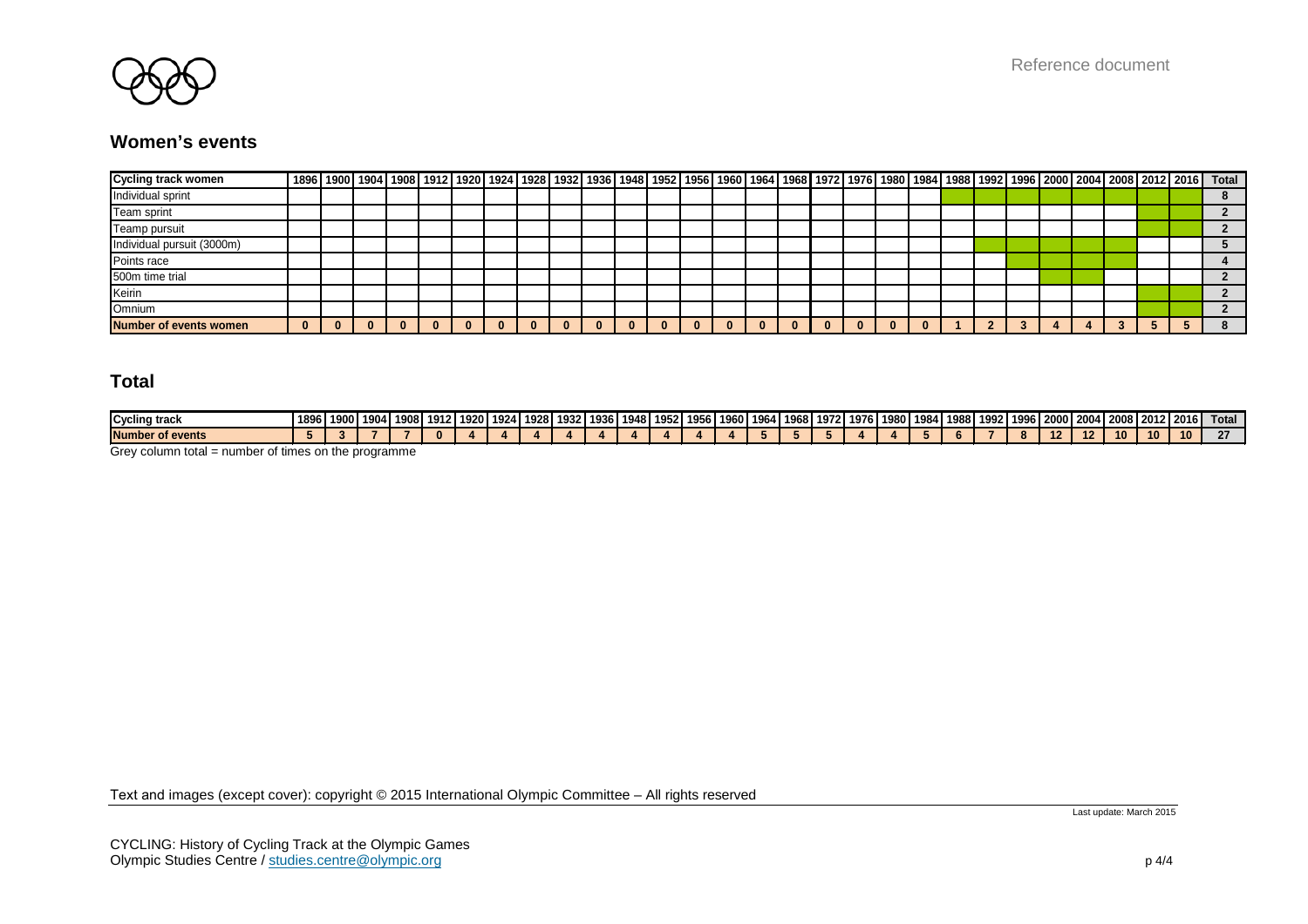## Women's events

| Cycling track women | 1896 | 1900 | 1904 | 1908 | 1912 | 1920 | 1924 | 1928 | 1932 | 1936 | 1948 | 1952 | 1956 | 1960 | 1964 | 1968 | 1972 | 1976 | 1980 | 1984 | 1988 | 1992 | 1996 | 2000 | 2004 | 2008 | 2012 | 2016 | Total |
|---|---|---|---|---|---|---|---|---|---|---|---|---|---|---|---|---|---|---|---|---|---|---|---|---|---|---|---|---|---|
| Individual sprint | | | | | | | | | | | | | | | | | | | | | X | X | X | X | X | X | X | X | 8 |
| Team sprint | | | | | | | | | | | | | | | | | | | | | | | | | | | X | X | 2 |
| Teamp pursuit | | | | | | | | | | | | | | | | | | | | | | | | | | | X | X | 2 |
| Individual pursuit (3000m) | | | | | | | | | | | | | | | | | | | | | | X | X | X | X | X | | | 5 |
| Points race | | | | | | | | | | | | | | | | | | | | | | | X | X | X | X | | | 4 |
| 500m time trial | | | | | | | | | | | | | | | | | | | | | | | | X | X | | | | 2 |
| Keirin | | | | | | | | | | | | | | | | | | | | | | | | | | | X | X | 2 |
| Omnium | | | | | | | | | | | | | | | | | | | | | | | | | | | X | X | 2 |
| **Number of events women** | **0** | **0** | **0** | **0** | **0** | **0** | **0** | **0** | **0** | **0** | **0** | **0** | **0** | **0** | **0** | **0** | **0** | **0** | **0** | **0** | **1** | **2** | **3** | **4** | **4** | **3** | **5** | **5** | **8** |

## Total

| Cycling track | 1896 | 1900 | 1904 | 1908 | 1912 | 1920 | 1924 | 1928 | 1932 | 1936 | 1948 | 1952 | 1956 | 1960 | 1964 | 1968 | 1972 | 1976 | 1980 | 1984 | 1988 | 1992 | 1996 | 2000 | 2004 | 2008 | 2012 | 2016 | Total |
|---|---|---|---|---|---|---|---|---|---|---|---|---|---|---|---|---|---|---|---|---|---|---|---|---|---|---|---|---|---|
| **Number of events** | **5** | **3** | **7** | **7** | **0** | **4** | **4** | **4** | **4** | **4** | **4** | **4** | **4** | **4** | **5** | **5** | **5** | **4** | **4** | **5** | **6** | **7** | **8** | **12** | **12** | **10** | **10** | **10** | **27** |

Grey column total = number of times on the programme

Text and images (except cover): copyright © 2015 International Olympic Committee – All rights reserved

Last update: March 2015

CYCLING: History of Cycling Track at the Olympic Games
Olympic Studies Centre / studies.centre@olympic.org